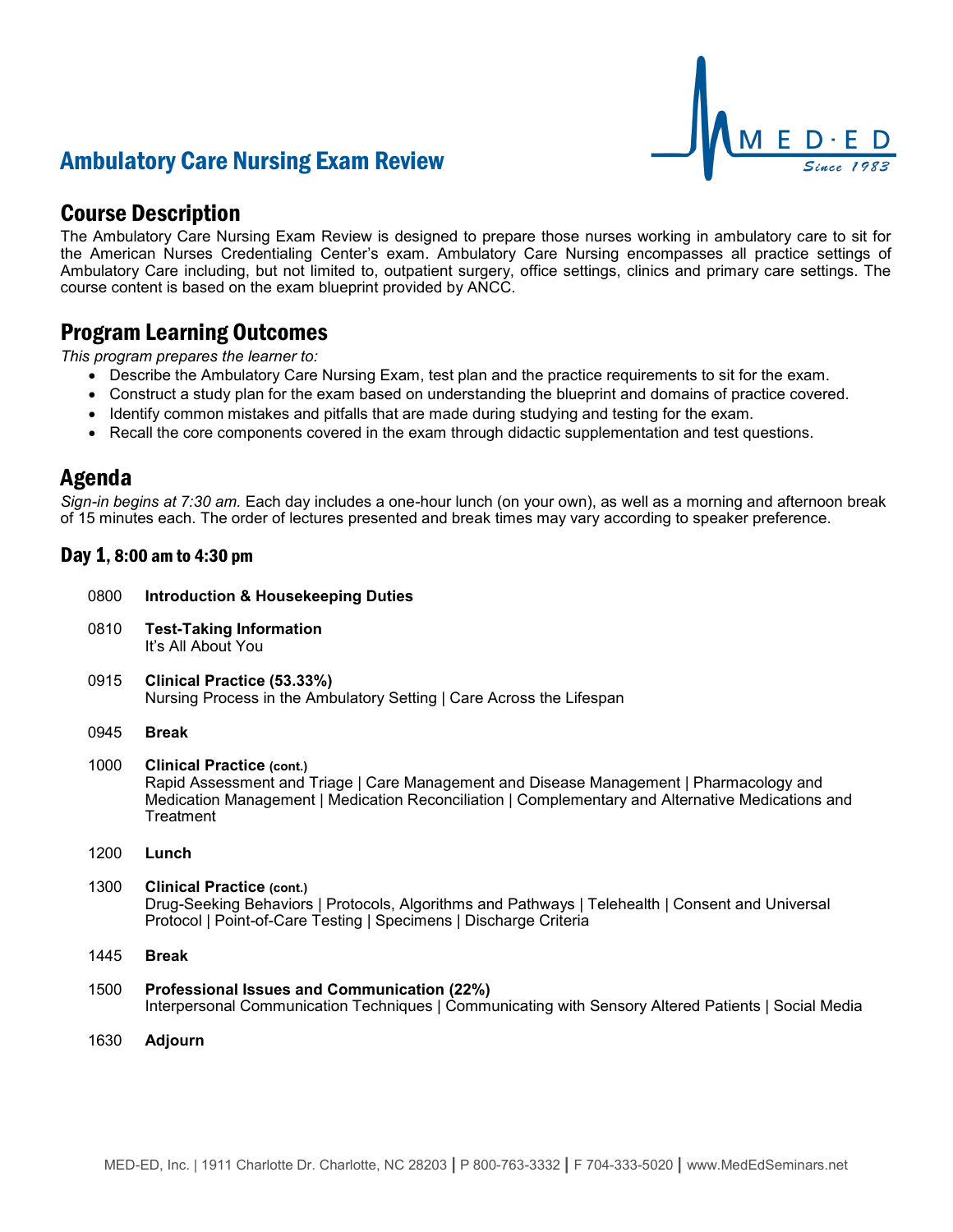# Ambulatory Care Nursing Exam Review

## Course Description

The Ambulatory Care Nursing Exam Review is designed to prepare those nurses working in ambulatory care to sit for the American Nurses Credentialing Center's exam. Ambulatory Care Nursing encompasses all practice settings of Ambulatory Care including, but not limited to, outpatient surgery, office settings, clinics and primary care settings. The course content is based on the exam blueprint provided by ANCC.

## Program Learning Outcomes

*This program prepares the learner to:*

- Describe the Ambulatory Care Nursing Exam, test plan and the practice requirements to sit for the exam.
- Construct a study plan for the exam based on understanding the blueprint and domains of practice covered.
- Identify common mistakes and pitfalls that are made during studying and testing for the exam.
- Recall the core components covered in the exam through didactic supplementation and test questions.

## Agenda

*Sign-in begins at 7:30 am.* Each day includes a one-hour lunch (on your own), as well as a morning and afternoon break of 15 minutes each. The order of lectures presented and break times may vary according to speaker preference.

### Day 1, 8:00 am to 4:30 pm

0800 **Introduction & Housekeeping Duties**

0810 **Test-Taking Information**
It's All About You

0915 **Clinical Practice (53.33%)**
Nursing Process in the Ambulatory Setting | Care Across the Lifespan

0945 **Break**

1000 **Clinical Practice (cont.)**
Rapid Assessment and Triage | Care Management and Disease Management | Pharmacology and Medication Management | Medication Reconciliation | Complementary and Alternative Medications and Treatment

1200 **Lunch**

1300 **Clinical Practice (cont.)**
Drug-Seeking Behaviors | Protocols, Algorithms and Pathways | Telehealth | Consent and Universal Protocol | Point-of-Care Testing | Specimens | Discharge Criteria

1445 **Break**

1500 **Professional Issues and Communication (22%)**
Interpersonal Communication Techniques | Communicating with Sensory Altered Patients | Social Media

1630 **Adjourn**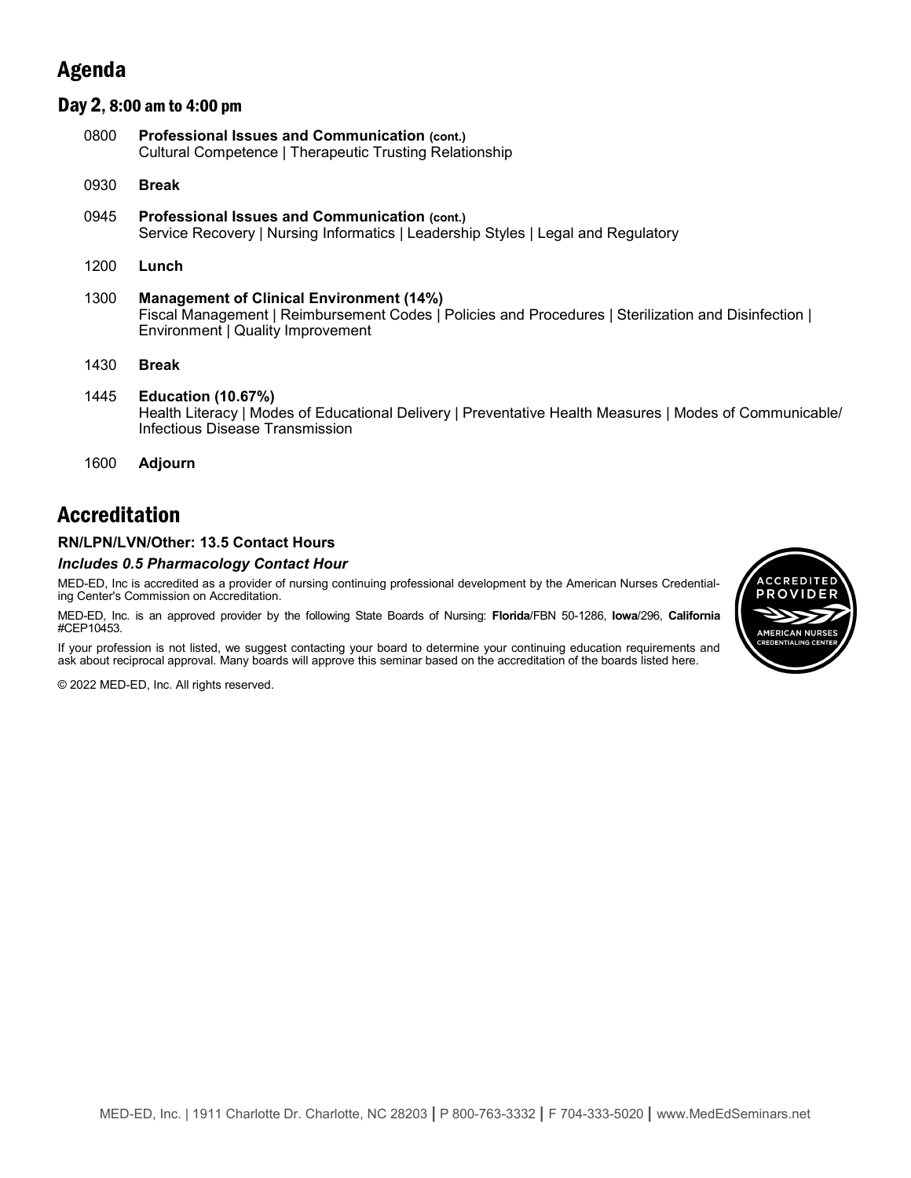## Agenda

### Day 2, 8:00 am to 4:00 pm

0800 **Professional Issues and Communication (cont.)**
Cultural Competence | Therapeutic Trusting Relationship

0930 **Break**

0945 **Professional Issues and Communication (cont.)**
Service Recovery | Nursing Informatics | Leadership Styles | Legal and Regulatory

1200 **Lunch**

1300 **Management of Clinical Environment (14%)**
Fiscal Management | Reimbursement Codes | Policies and Procedures | Sterilization and Disinfection | Environment | Quality Improvement

1430 **Break**

1445 **Education (10.67%)**
Health Literacy | Modes of Educational Delivery | Preventative Health Measures | Modes of Communicable/ Infectious Disease Transmission

1600 **Adjourn**

## Accreditation

**RN/LPN/LVN/Other: 13.5 Contact Hours**

***Includes 0.5 Pharmacology Contact Hour***

MED-ED, Inc is accredited as a provider of nursing continuing professional development by the American Nurses Credentialing Center's Commission on Accreditation.

MED-ED, Inc. is an approved provider by the following State Boards of Nursing: **Florida**/FBN 50-1286, **Iowa**/296, **California** #CEP10453.

If your profession is not listed, we suggest contacting your board to determine your continuing education requirements and ask about reciprocal approval. Many boards will approve this seminar based on the accreditation of the boards listed here.

ACCREDITED PROVIDER
AMERICAN NURSES CREDENTIALING CENTER

© 2022 MED-ED, Inc. All rights reserved.

MED-ED, Inc. | 1911 Charlotte Dr. Charlotte, NC 28203 | P 800-763-3332 | F 704-333-5020 | www.MedEdSeminars.net